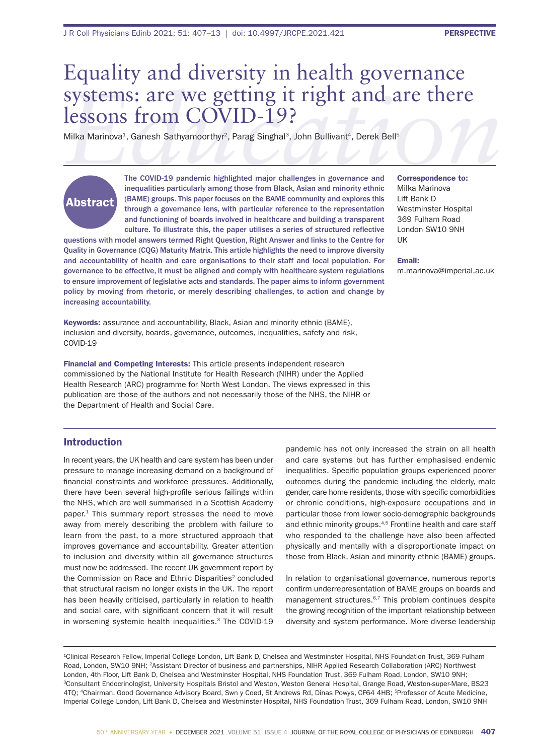# Equality and diversity in health governance systems: are we getting it right and are there lessons from COVID-19?

Milka Marinova[1], Ganesh Sathyamoorthy[2], Parag Singhal[3], John Bullivant[4], Derek Bell[5]

## Abstract

The COVID-19 pandemic highlighted major challenges in governance and inequalities particularly among those from Black, Asian and minority ethnic (BAME) groups. This paper focuses on the BAME community and explores this through a governance lens, with particular reference to the representation and functioning of boards involved in healthcare and building a transparent culture. To illustrate this, the paper utilises a series of structured reflective questions with model answers termed Right Question, Right Answer and links to the Centre for Quality in Governance (CQG) Maturity Matrix. This article highlights the need to improve diversity and accountability of health and care organisations to their staff and local population. For governance to be effective, it must be aligned and comply with healthcare system regulations to ensure improvement of legislative acts and standards. The paper aims to inform government policy by moving from rhetoric, or merely describing challenges, to action and change by increasing accountability.

**Correspondence to:**
Milka Marinova
Lift Bank D
Westminster Hospital
369 Fulham Road
London SW10 9NH
UK

**Email:**
m.marinova@imperial.ac.uk

**Keywords:** assurance and accountability, Black, Asian and minority ethnic (BAME), inclusion and diversity, boards, governance, outcomes, inequalities, safety and risk, COVID-19

**Financial and Competing Interests:** This article presents independent research commissioned by the National Institute for Health Research (NIHR) under the Applied Health Research (ARC) programme for North West London. The views expressed in this publication are those of the authors and not necessarily those of the NHS, the NIHR or the Department of Health and Social Care.

## Introduction

In recent years, the UK health and care system has been under pressure to manage increasing demand on a background of financial constraints and workforce pressures. Additionally, there have been several high-profile serious failings within the NHS, which are well summarised in a Scottish Academy paper.[1] This summary report stresses the need to move away from merely describing the problem with failure to learn from the past, to a more structured approach that improves governance and accountability. Greater attention to inclusion and diversity within all governance structures must now be addressed. The recent UK government report by the Commission on Race and Ethnic Disparities[2] concluded that structural racism no longer exists in the UK. The report has been heavily criticised, particularly in relation to health and social care, with significant concern that it will result in worsening systemic health inequalities.[3] The COVID-19 pandemic has not only increased the strain on all health and care systems but has further emphasised endemic inequalities. Specific population groups experienced poorer outcomes during the pandemic including the elderly, male gender, care home residents, those with specific comorbidities or chronic conditions, high-exposure occupations and in particular those from lower socio-demographic backgrounds and ethnic minority groups.[4,5] Frontline health and care staff who responded to the challenge have also been affected physically and mentally with a disproportionate impact on those from Black, Asian and minority ethnic (BAME) groups.

In relation to organisational governance, numerous reports confirm underrepresentation of BAME groups on boards and management structures.[6,7] This problem continues despite the growing recognition of the important relationship between diversity and system performance. More diverse leadership

---

[1]Clinical Research Fellow, Imperial College London, Lift Bank D, Chelsea and Westminster Hospital, NHS Foundation Trust, 369 Fulham Road, London, SW10 9NH; [2]Assistant Director of business and partnerships, NIHR Applied Research Collaboration (ARC) Northwest London, 4th Floor, Lift Bank D, Chelsea and Westminster Hospital, NHS Foundation Trust, 369 Fulham Road, London, SW10 9NH; [3]Consultant Endocrinologist, University Hospitals Bristol and Weston, Weston General Hospital, Grange Road, Weston-super-Mare, BS23 4TQ; [4]Chairman, Good Governance Advisory Board, Swn y Coed, St Andrews Rd, Dinas Powys, CF64 4HB; [5]Professor of Acute Medicine, Imperial College London, Lift Bank D, Chelsea and Westminster Hospital, NHS Foundation Trust, 369 Fulham Road, London, SW10 9NH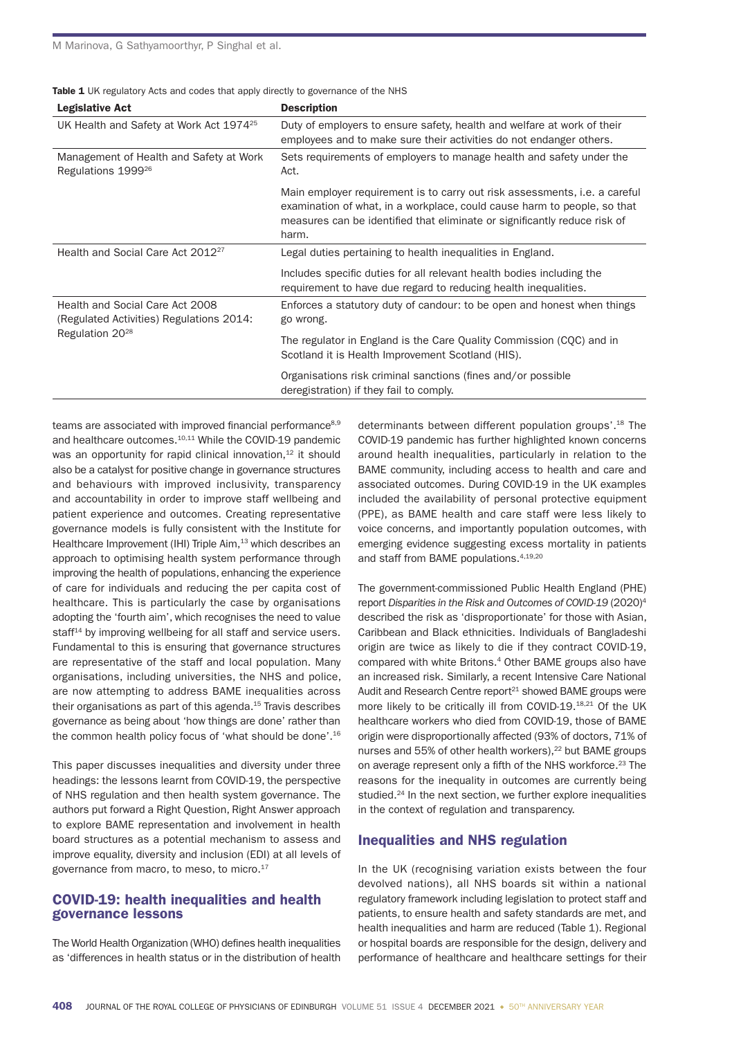**Table 1** UK regulatory Acts and codes that apply directly to governance of the NHS

| Legislative Act | Description |
|---|---|
| UK Health and Safety at Work Act 1974[25] | Duty of employers to ensure safety, health and welfare at work of their employees and to make sure their activities do not endanger others. |
| Management of Health and Safety at Work Regulations 1999[26] | Sets requirements of employers to manage health and safety under the Act. |
| | Main employer requirement is to carry out risk assessments, i.e. a careful examination of what, in a workplace, could cause harm to people, so that measures can be identified that eliminate or significantly reduce risk of harm. |
| Health and Social Care Act 2012[27] | Legal duties pertaining to health inequalities in England. |
| | Includes specific duties for all relevant health bodies including the requirement to have due regard to reducing health inequalities. |
| Health and Social Care Act 2008 (Regulated Activities) Regulations 2014: Regulation 20[28] | Enforces a statutory duty of candour: to be open and honest when things go wrong. |
| | The regulator in England is the Care Quality Commission (CQC) and in Scotland it is Health Improvement Scotland (HIS). |
| | Organisations risk criminal sanctions (fines and/or possible deregistration) if they fail to comply. |

teams are associated with improved financial performance[8,9] and healthcare outcomes.[10,11] While the COVID-19 pandemic was an opportunity for rapid clinical innovation,[12] it should also be a catalyst for positive change in governance structures and behaviours with improved inclusivity, transparency and accountability in order to improve staff wellbeing and patient experience and outcomes. Creating representative governance models is fully consistent with the Institute for Healthcare Improvement (IHI) Triple Aim,[13] which describes an approach to optimising health system performance through improving the health of populations, enhancing the experience of care for individuals and reducing the per capita cost of healthcare. This is particularly the case by organisations adopting the 'fourth aim', which recognises the need to value staff[14] by improving wellbeing for all staff and service users. Fundamental to this is ensuring that governance structures are representative of the staff and local population. Many organisations, including universities, the NHS and police, are now attempting to address BAME inequalities across their organisations as part of this agenda.[15] Travis describes governance as being about 'how things are done' rather than the common health policy focus of 'what should be done'.[16]

This paper discusses inequalities and diversity under three headings: the lessons learnt from COVID-19, the perspective of NHS regulation and then health system governance. The authors put forward a Right Question, Right Answer approach to explore BAME representation and involvement in health board structures as a potential mechanism to assess and improve equality, diversity and inclusion (EDI) at all levels of governance from macro, to meso, to micro.[17]

## COVID-19: health inequalities and health governance lessons

The World Health Organization (WHO) defines health inequalities as 'differences in health status or in the distribution of health determinants between different population groups'.[18] The COVID-19 pandemic has further highlighted known concerns around health inequalities, particularly in relation to the BAME community, including access to health and care and associated outcomes. During COVID-19 in the UK examples included the availability of personal protective equipment (PPE), as BAME health and care staff were less likely to voice concerns, and importantly population outcomes, with emerging evidence suggesting excess mortality in patients and staff from BAME populations.[4,19,20]

The government-commissioned Public Health England (PHE) report *Disparities in the Risk and Outcomes of COVID-19* (2020)[4] described the risk as 'disproportionate' for those with Asian, Caribbean and Black ethnicities. Individuals of Bangladeshi origin are twice as likely to die if they contract COVID-19, compared with white Britons.[4] Other BAME groups also have an increased risk. Similarly, a recent Intensive Care National Audit and Research Centre report[21] showed BAME groups were more likely to be critically ill from COVID-19.[18,21] Of the UK healthcare workers who died from COVID-19, those of BAME origin were disproportionally affected (93% of doctors, 71% of nurses and 55% of other health workers),[22] but BAME groups on average represent only a fifth of the NHS workforce.[23] The reasons for the inequality in outcomes are currently being studied.[24] In the next section, we further explore inequalities in the context of regulation and transparency.

## Inequalities and NHS regulation

In the UK (recognising variation exists between the four devolved nations), all NHS boards sit within a national regulatory framework including legislation to protect staff and patients, to ensure health and safety standards are met, and health inequalities and harm are reduced (Table 1). Regional or hospital boards are responsible for the design, delivery and performance of healthcare and healthcare settings for their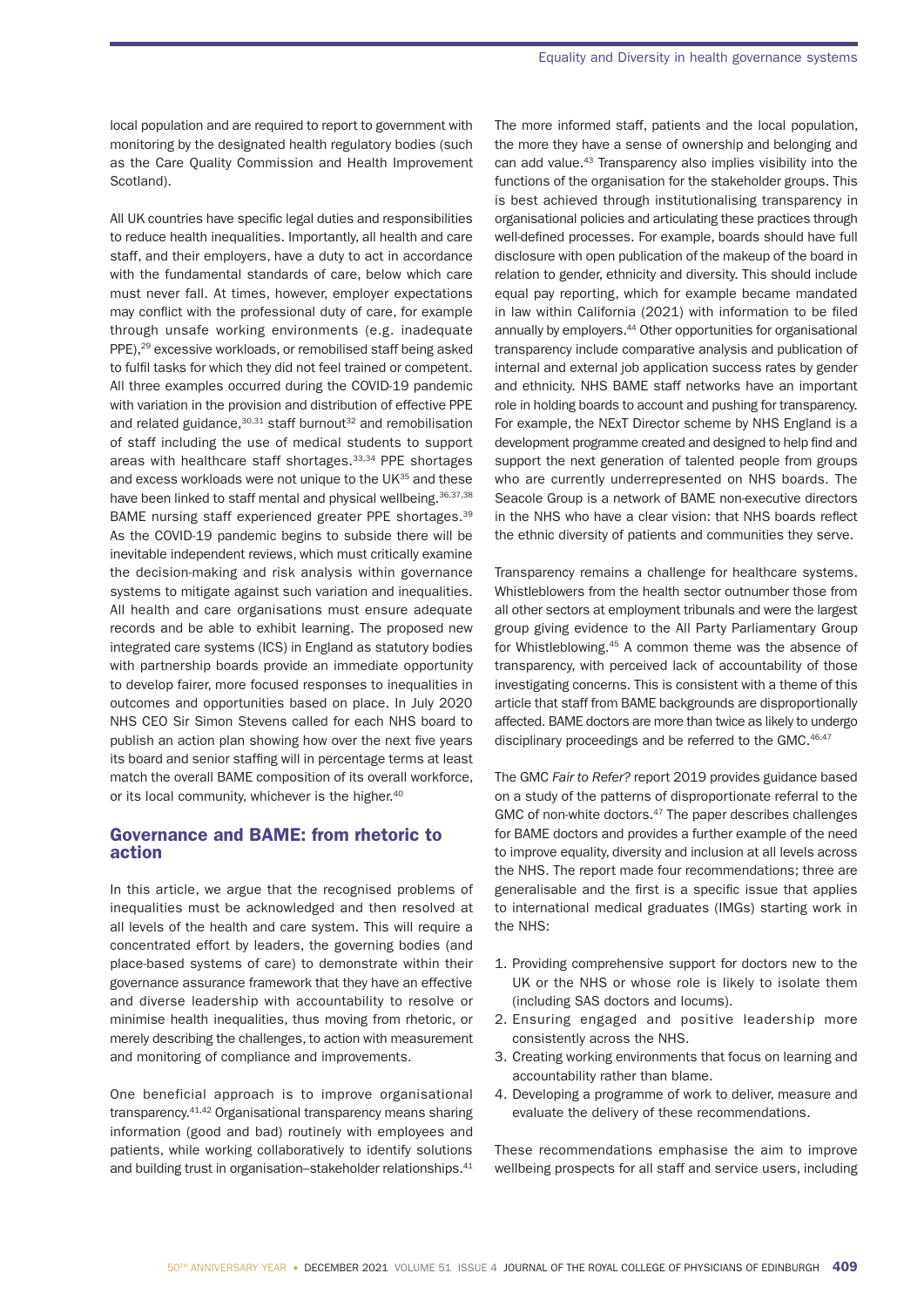local population and are required to report to government with monitoring by the designated health regulatory bodies (such as the Care Quality Commission and Health Improvement Scotland).

All UK countries have specific legal duties and responsibilities to reduce health inequalities. Importantly, all health and care staff, and their employers, have a duty to act in accordance with the fundamental standards of care, below which care must never fall. At times, however, employer expectations may conflict with the professional duty of care, for example through unsafe working environments (e.g. inadequate PPE),[29] excessive workloads, or remobilised staff being asked to fulfil tasks for which they did not feel trained or competent. All three examples occurred during the COVID-19 pandemic with variation in the provision and distribution of effective PPE and related guidance,[30,31] staff burnout[32] and remobilisation of staff including the use of medical students to support areas with healthcare staff shortages.[33,34] PPE shortages and excess workloads were not unique to the UK[35] and these have been linked to staff mental and physical wellbeing.[36,37,38] BAME nursing staff experienced greater PPE shortages.[39] As the COVID-19 pandemic begins to subside there will be inevitable independent reviews, which must critically examine the decision-making and risk analysis within governance systems to mitigate against such variation and inequalities. All health and care organisations must ensure adequate records and be able to exhibit learning. The proposed new integrated care systems (ICS) in England as statutory bodies with partnership boards provide an immediate opportunity to develop fairer, more focused responses to inequalities in outcomes and opportunities based on place. In July 2020 NHS CEO Sir Simon Stevens called for each NHS board to publish an action plan showing how over the next five years its board and senior staffing will in percentage terms at least match the overall BAME composition of its overall workforce, or its local community, whichever is the higher.[40]

## Governance and BAME: from rhetoric to action

In this article, we argue that the recognised problems of inequalities must be acknowledged and then resolved at all levels of the health and care system. This will require a concentrated effort by leaders, the governing bodies (and place-based systems of care) to demonstrate within their governance assurance framework that they have an effective and diverse leadership with accountability to resolve or minimise health inequalities, thus moving from rhetoric, or merely describing the challenges, to action with measurement and monitoring of compliance and improvements.

One beneficial approach is to improve organisational transparency.[41,42] Organisational transparency means sharing information (good and bad) routinely with employees and patients, while working collaboratively to identify solutions and building trust in organisation–stakeholder relationships.[41] The more informed staff, patients and the local population, the more they have a sense of ownership and belonging and can add value.[43] Transparency also implies visibility into the functions of the organisation for the stakeholder groups. This is best achieved through institutionalising transparency in organisational policies and articulating these practices through well-defined processes. For example, boards should have full disclosure with open publication of the makeup of the board in relation to gender, ethnicity and diversity. This should include equal pay reporting, which for example became mandated in law within California (2021) with information to be filed annually by employers.[44] Other opportunities for organisational transparency include comparative analysis and publication of internal and external job application success rates by gender and ethnicity. NHS BAME staff networks have an important role in holding boards to account and pushing for transparency. For example, the NExT Director scheme by NHS England is a development programme created and designed to help find and support the next generation of talented people from groups who are currently underrepresented on NHS boards. The Seacole Group is a network of BAME non-executive directors in the NHS who have a clear vision: that NHS boards reflect the ethnic diversity of patients and communities they serve.

Transparency remains a challenge for healthcare systems. Whistleblowers from the health sector outnumber those from all other sectors at employment tribunals and were the largest group giving evidence to the All Party Parliamentary Group for Whistleblowing.[45] A common theme was the absence of transparency, with perceived lack of accountability of those investigating concerns. This is consistent with a theme of this article that staff from BAME backgrounds are disproportionally affected. BAME doctors are more than twice as likely to undergo disciplinary proceedings and be referred to the GMC.[46,47]

The GMC *Fair to Refer?* report 2019 provides guidance based on a study of the patterns of disproportionate referral to the GMC of non-white doctors.[47] The paper describes challenges for BAME doctors and provides a further example of the need to improve equality, diversity and inclusion at all levels across the NHS. The report made four recommendations; three are generalisable and the first is a specific issue that applies to international medical graduates (IMGs) starting work in the NHS:

1. Providing comprehensive support for doctors new to the UK or the NHS or whose role is likely to isolate them (including SAS doctors and locums).
2. Ensuring engaged and positive leadership more consistently across the NHS.
3. Creating working environments that focus on learning and accountability rather than blame.
4. Developing a programme of work to deliver, measure and evaluate the delivery of these recommendations.

These recommendations emphasise the aim to improve wellbeing prospects for all staff and service users, including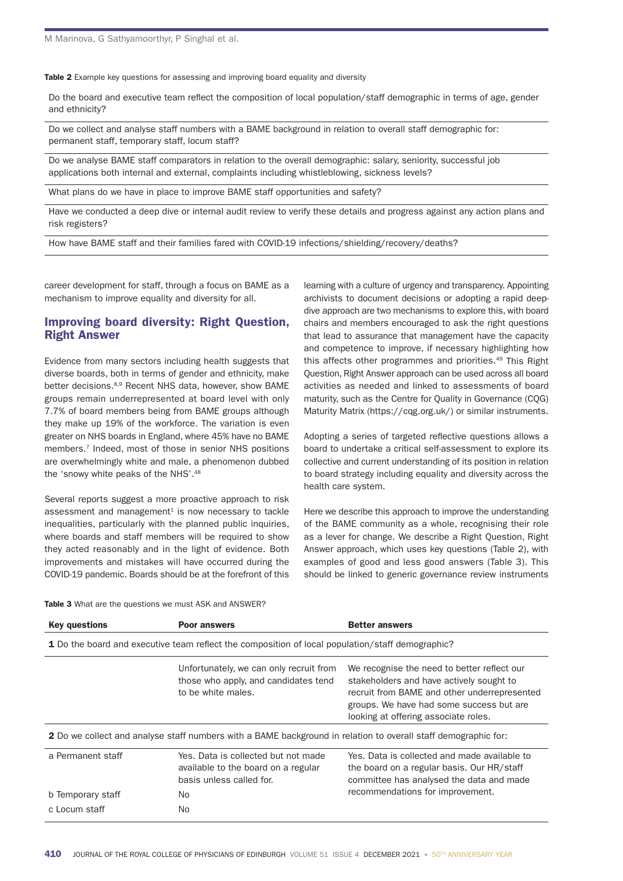**Table 2** Example key questions for assessing and improving board equality and diversity

| |
|---|
| Do the board and executive team reflect the composition of local population/staff demographic in terms of age, gender and ethnicity? |
| Do we collect and analyse staff numbers with a BAME background in relation to overall staff demographic for: permanent staff, temporary staff, locum staff? |
| Do we analyse BAME staff comparators in relation to the overall demographic: salary, seniority, successful job applications both internal and external, complaints including whistleblowing, sickness levels? |
| What plans do we have in place to improve BAME staff opportunities and safety? |
| Have we conducted a deep dive or internal audit review to verify these details and progress against any action plans and risk registers? |
| How have BAME staff and their families fared with COVID-19 infections/shielding/recovery/deaths? |

career development for staff, through a focus on BAME as a mechanism to improve equality and diversity for all.

## Improving board diversity: Right Question, Right Answer

Evidence from many sectors including health suggests that diverse boards, both in terms of gender and ethnicity, make better decisions.[8,9] Recent NHS data, however, show BAME groups remain underrepresented at board level with only 7.7% of board members being from BAME groups although they make up 19% of the workforce. The variation is even greater on NHS boards in England, where 45% have no BAME members.[7] Indeed, most of those in senior NHS positions are overwhelmingly white and male, a phenomenon dubbed the 'snowy white peaks of the NHS'.[48]

Several reports suggest a more proactive approach to risk assessment and management[1] is now necessary to tackle inequalities, particularly with the planned public inquiries, where boards and staff members will be required to show they acted reasonably and in the light of evidence. Both improvements and mistakes will have occurred during the COVID-19 pandemic. Boards should be at the forefront of this learning with a culture of urgency and transparency. Appointing archivists to document decisions or adopting a rapid deep-dive approach are two mechanisms to explore this, with board chairs and members encouraged to ask the right questions that lead to assurance that management have the capacity and competence to improve, if necessary highlighting how this affects other programmes and priorities.[49] This Right Question, Right Answer approach can be used across all board activities as needed and linked to assessments of board maturity, such as the Centre for Quality in Governance (CQG) Maturity Matrix (https://cqg.org.uk/) or similar instruments.

Adopting a series of targeted reflective questions allows a board to undertake a critical self-assessment to explore its collective and current understanding of its position in relation to board strategy including equality and diversity across the health care system.

Here we describe this approach to improve the understanding of the BAME community as a whole, recognising their role as a lever for change. We describe a Right Question, Right Answer approach, which uses key questions (Table 2), with examples of good and less good answers (Table 3). This should be linked to generic governance review instruments

**Table 3** What are the questions we must ASK and ANSWER?

| Key questions | Poor answers | Better answers |
|---|---|---|
| **1** Do the board and executive team reflect the composition of local population/staff demographic? | | |
| | Unfortunately, we can only recruit from those who apply, and candidates tend to be white males. | We recognise the need to better reflect our stakeholders and have actively sought to recruit from BAME and other underrepresented groups. We have had some success but are looking at offering associate roles. |
| **2** Do we collect and analyse staff numbers with a BAME background in relation to overall staff demographic for: | | |
| a Permanent staff | Yes. Data is collected but not made available to the board on a regular basis unless called for. | Yes. Data is collected and made available to the board on a regular basis. Our HR/staff committee has analysed the data and made recommendations for improvement. |
| b Temporary staff | No | |
| c Locum staff | No | |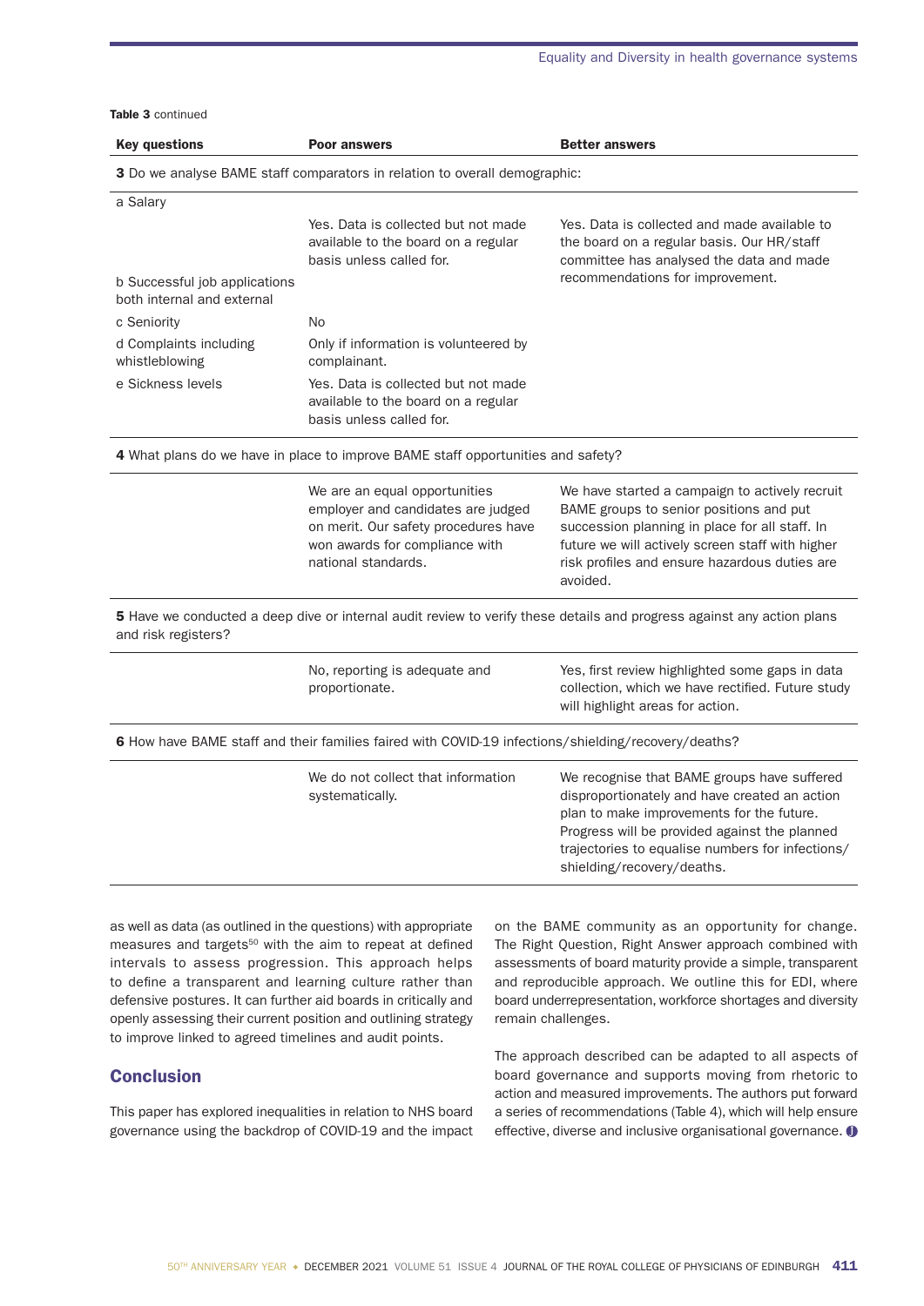**Table 3** continued

| Key questions | Poor answers | Better answers |
|---|---|---|
| **3** Do we analyse BAME staff comparators in relation to overall demographic: | | |
| a Salary | Yes. Data is collected but not made available to the board on a regular basis unless called for. | Yes. Data is collected and made available to the board on a regular basis. Our HR/staff committee has analysed the data and made recommendations for improvement. |
| b Successful job applications both internal and external | | |
| c Seniority | No | |
| d Complaints including whistleblowing | Only if information is volunteered by complainant. | |
| e Sickness levels | Yes. Data is collected but not made available to the board on a regular basis unless called for. | |
| **4** What plans do we have in place to improve BAME staff opportunities and safety? | | |
| | We are an equal opportunities employer and candidates are judged on merit. Our safety procedures have won awards for compliance with national standards. | We have started a campaign to actively recruit BAME groups to senior positions and put succession planning in place for all staff. In future we will actively screen staff with higher risk profiles and ensure hazardous duties are avoided. |
| **5** Have we conducted a deep dive or internal audit review to verify these details and progress against any action plans and risk registers? | | |
| | No, reporting is adequate and proportionate. | Yes, first review highlighted some gaps in data collection, which we have rectified. Future study will highlight areas for action. |
| **6** How have BAME staff and their families faired with COVID-19 infections/shielding/recovery/deaths? | | |
| | We do not collect that information systematically. | We recognise that BAME groups have suffered disproportionately and have created an action plan to make improvements for the future. Progress will be provided against the planned trajectories to equalise numbers for infections/shielding/recovery/deaths. |

as well as data (as outlined in the questions) with appropriate measures and targets[50] with the aim to repeat at defined intervals to assess progression. This approach helps to define a transparent and learning culture rather than defensive postures. It can further aid boards in critically and openly assessing their current position and outlining strategy to improve linked to agreed timelines and audit points.

## Conclusion

This paper has explored inequalities in relation to NHS board governance using the backdrop of COVID-19 and the impact on the BAME community as an opportunity for change. The Right Question, Right Answer approach combined with assessments of board maturity provide a simple, transparent and reproducible approach. We outline this for EDI, where board underrepresentation, workforce shortages and diversity remain challenges.

The approach described can be adapted to all aspects of board governance and supports moving from rhetoric to action and measured improvements. The authors put forward a series of recommendations (Table 4), which will help ensure effective, diverse and inclusive organisational governance.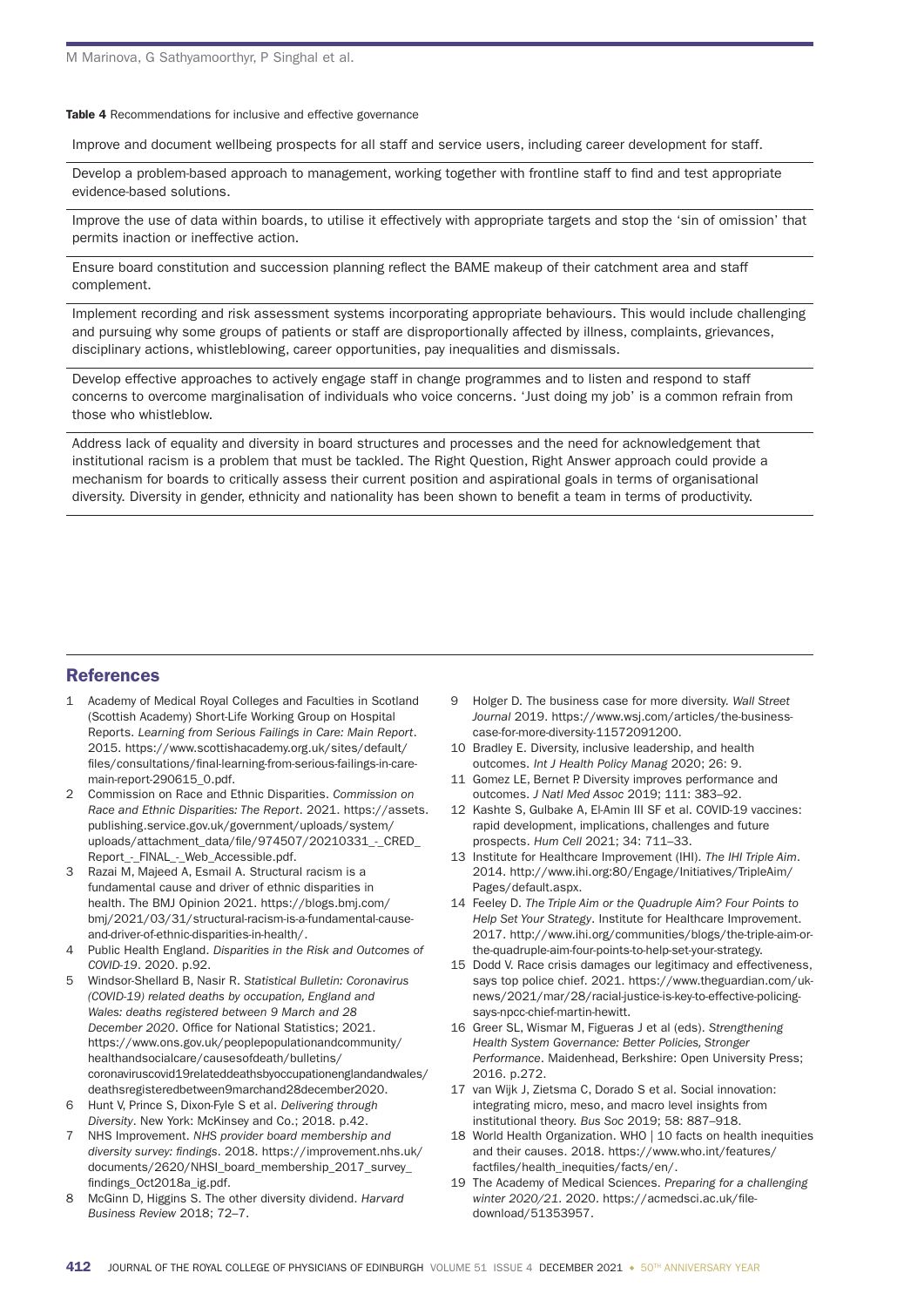**Table 4** Recommendations for inclusive and effective governance

| Recommendations |
| --- |
| Improve and document wellbeing prospects for all staff and service users, including career development for staff. |
| Develop a problem-based approach to management, working together with frontline staff to find and test appropriate evidence-based solutions. |
| Improve the use of data within boards, to utilise it effectively with appropriate targets and stop the 'sin of omission' that permits inaction or ineffective action. |
| Ensure board constitution and succession planning reflect the BAME makeup of their catchment area and staff complement. |
| Implement recording and risk assessment systems incorporating appropriate behaviours. This would include challenging and pursuing why some groups of patients or staff are disproportionally affected by illness, complaints, grievances, disciplinary actions, whistleblowing, career opportunities, pay inequalities and dismissals. |
| Develop effective approaches to actively engage staff in change programmes and to listen and respond to staff concerns to overcome marginalisation of individuals who voice concerns. 'Just doing my job' is a common refrain from those who whistleblow. |
| Address lack of equality and diversity in board structures and processes and the need for acknowledgement that institutional racism is a problem that must be tackled. The Right Question, Right Answer approach could provide a mechanism for boards to critically assess their current position and aspirational goals in terms of organisational diversity. Diversity in gender, ethnicity and nationality has been shown to benefit a team in terms of productivity. |

## References

1. Academy of Medical Royal Colleges and Faculties in Scotland (Scottish Academy) Short-Life Working Group on Hospital Reports. *Learning from Serious Failings in Care: Main Report*. 2015. https://www.scottishacademy.org.uk/sites/default/files/consultations/final-learning-from-serious-failings-in-care-main-report-290615_0.pdf.
2. Commission on Race and Ethnic Disparities. *Commission on Race and Ethnic Disparities: The Report*. 2021. https://assets.publishing.service.gov.uk/government/uploads/system/uploads/attachment_data/file/974507/20210331_-_CRED_Report_-_FINAL_-_Web_Accessible.pdf.
3. Razai M, Majeed A, Esmail A. Structural racism is a fundamental cause and driver of ethnic disparities in health. The BMJ Opinion 2021. https://blogs.bmj.com/bmj/2021/03/31/structural-racism-is-a-fundamental-cause-and-driver-of-ethnic-disparities-in-health/.
4. Public Health England. *Disparities in the Risk and Outcomes of COVID-19*. 2020. p.92.
5. Windsor-Shellard B, Nasir R. *Statistical Bulletin: Coronavirus (COVID-19) related deaths by occupation, England and Wales: deaths registered between 9 March and 28 December 2020*. Office for National Statistics; 2021. https://www.ons.gov.uk/peoplepopulationandcommunity/healthandsocialcare/causesofdeath/bulletins/coronaviruscovid19relateddeathsbyoccupationenglandandwales/deathsregisteredbetween9marchand28december2020.
6. Hunt V, Prince S, Dixon-Fyle S et al. *Delivering through Diversity*. New York: McKinsey and Co.; 2018. p.42.
7. NHS Improvement. *NHS provider board membership and diversity survey: findings*. 2018. https://improvement.nhs.uk/documents/2620/NHSI_board_membership_2017_survey_findings_Oct2018a_ig.pdf.
8. McGinn D, Higgins S. The other diversity dividend. *Harvard Business Review* 2018; 72–7.
9. Holger D. The business case for more diversity. *Wall Street Journal* 2019. https://www.wsj.com/articles/the-business-case-for-more-diversity-11572091200.
10. Bradley E. Diversity, inclusive leadership, and health outcomes. *Int J Health Policy Manag* 2020; 26: 9.
11. Gomez LE, Bernet P. Diversity improves performance and outcomes. *J Natl Med Assoc* 2019; 111: 383–92.
12. Kashte S, Gulbake A, El-Amin III SF et al. COVID-19 vaccines: rapid development, implications, challenges and future prospects. *Hum Cell* 2021; 34: 711–33.
13. Institute for Healthcare Improvement (IHI). *The IHI Triple Aim*. 2014. http://www.ihi.org:80/Engage/Initiatives/TripleAim/Pages/default.aspx.
14. Feeley D. *The Triple Aim or the Quadruple Aim? Four Points to Help Set Your Strategy*. Institute for Healthcare Improvement. 2017. http://www.ihi.org/communities/blogs/the-triple-aim-or-the-quadruple-aim-four-points-to-help-set-your-strategy.
15. Dodd V. Race crisis damages our legitimacy and effectiveness, says top police chief. 2021. https://www.theguardian.com/uk-news/2021/mar/28/racial-justice-is-key-to-effective-policing-says-npcc-chief-martin-hewitt.
16. Greer SL, Wismar M, Figueras J et al (eds). *Strengthening Health System Governance: Better Policies, Stronger Performance*. Maidenhead, Berkshire: Open University Press; 2016. p.272.
17. van Wijk J, Zietsma C, Dorado S et al. Social innovation: integrating micro, meso, and macro level insights from institutional theory. *Bus Soc* 2019; 58: 887–918.
18. World Health Organization. WHO | 10 facts on health inequities and their causes. 2018. https://www.who.int/features/factfiles/health_inequities/facts/en/.
19. The Academy of Medical Sciences. *Preparing for a challenging winter 2020/21*. 2020. https://acmedsci.ac.uk/file-download/51353957.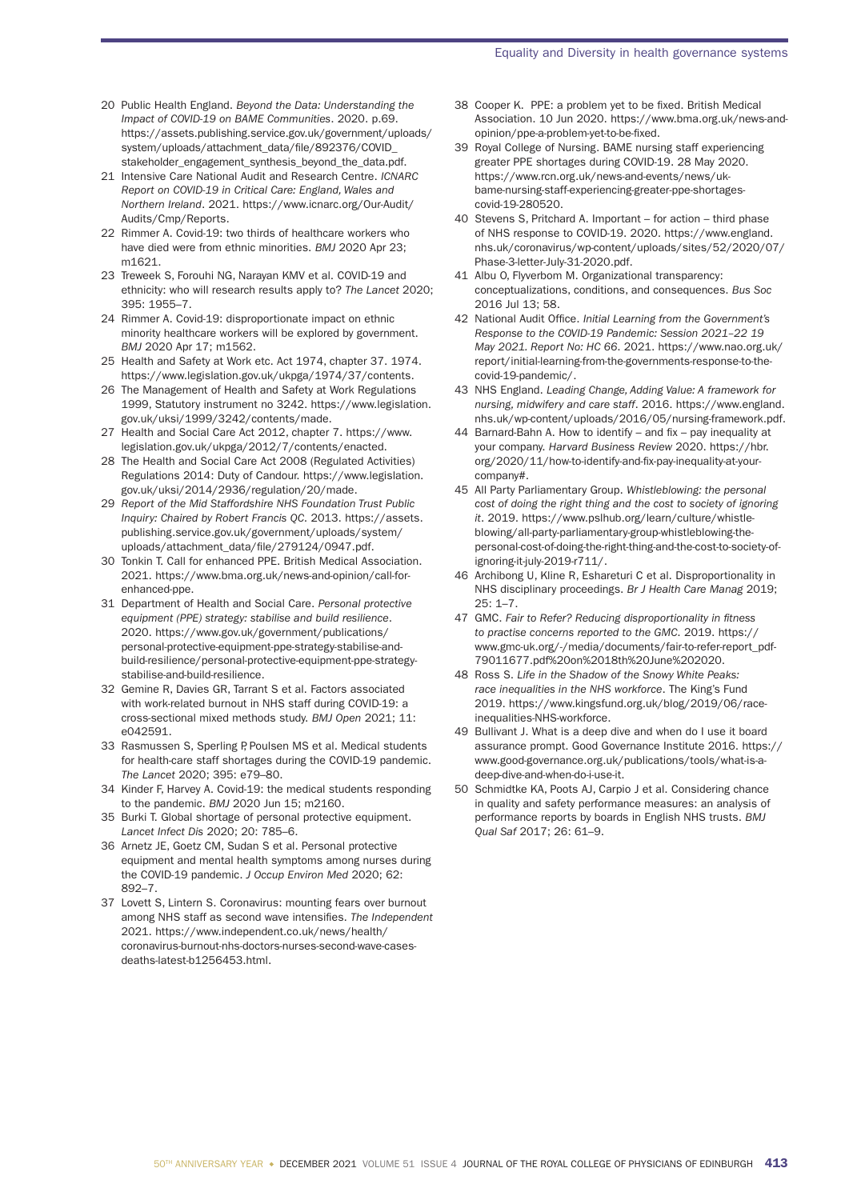20 Public Health England. *Beyond the Data: Understanding the Impact of COVID-19 on BAME Communities*. 2020. p.69. https://assets.publishing.service.gov.uk/government/uploads/system/uploads/attachment_data/file/892376/COVID_stakeholder_engagement_synthesis_beyond_the_data.pdf.

21 Intensive Care National Audit and Research Centre. *ICNARC Report on COVID-19 in Critical Care: England, Wales and Northern Ireland*. 2021. https://www.icnarc.org/Our-Audit/Audits/Cmp/Reports.

22 Rimmer A. Covid-19: two thirds of healthcare workers who have died were from ethnic minorities. *BMJ* 2020 Apr 23; m1621.

23 Treweek S, Forouhi NG, Narayan KMV et al. COVID-19 and ethnicity: who will research results apply to? *The Lancet* 2020; 395: 1955–7.

24 Rimmer A. Covid-19: disproportionate impact on ethnic minority healthcare workers will be explored by government. *BMJ* 2020 Apr 17; m1562.

25 Health and Safety at Work etc. Act 1974, chapter 37. 1974. https://www.legislation.gov.uk/ukpga/1974/37/contents.

26 The Management of Health and Safety at Work Regulations 1999, Statutory instrument no 3242. https://www.legislation.gov.uk/uksi/1999/3242/contents/made.

27 Health and Social Care Act 2012, chapter 7. https://www.legislation.gov.uk/ukpga/2012/7/contents/enacted.

28 The Health and Social Care Act 2008 (Regulated Activities) Regulations 2014: Duty of Candour. https://www.legislation.gov.uk/uksi/2014/2936/regulation/20/made.

29 *Report of the Mid Staffordshire NHS Foundation Trust Public Inquiry: Chaired by Robert Francis QC*. 2013. https://assets.publishing.service.gov.uk/government/uploads/system/uploads/attachment_data/file/279124/0947.pdf.

30 Tonkin T. Call for enhanced PPE. British Medical Association. 2021. https://www.bma.org.uk/news-and-opinion/call-for-enhanced-ppe.

31 Department of Health and Social Care. *Personal protective equipment (PPE) strategy: stabilise and build resilience*. 2020. https://www.gov.uk/government/publications/personal-protective-equipment-ppe-strategy-stabilise-and-build-resilience/personal-protective-equipment-ppe-strategy-stabilise-and-build-resilience.

32 Gemine R, Davies GR, Tarrant S et al. Factors associated with work-related burnout in NHS staff during COVID-19: a cross-sectional mixed methods study. *BMJ Open* 2021; 11: e042591.

33 Rasmussen S, Sperling P, Poulsen MS et al. Medical students for health-care staff shortages during the COVID-19 pandemic. *The Lancet* 2020; 395: e79–80.

34 Kinder F, Harvey A. Covid-19: the medical students responding to the pandemic. *BMJ* 2020 Jun 15; m2160.

35 Burki T. Global shortage of personal protective equipment. *Lancet Infect Dis* 2020; 20: 785–6.

36 Arnetz JE, Goetz CM, Sudan S et al. Personal protective equipment and mental health symptoms among nurses during the COVID-19 pandemic. *J Occup Environ Med* 2020; 62: 892–7.

37 Lovett S, Lintern S. Coronavirus: mounting fears over burnout among NHS staff as second wave intensifies. *The Independent* 2021. https://www.independent.co.uk/news/health/coronavirus-burnout-nhs-doctors-nurses-second-wave-cases-deaths-latest-b1256453.html.

38 Cooper K. PPE: a problem yet to be fixed. British Medical Association. 10 Jun 2020. https://www.bma.org.uk/news-and-opinion/ppe-a-problem-yet-to-be-fixed.

39 Royal College of Nursing. BAME nursing staff experiencing greater PPE shortages during COVID-19. 28 May 2020. https://www.rcn.org.uk/news-and-events/news/uk-bame-nursing-staff-experiencing-greater-ppe-shortages-covid-19-280520.

40 Stevens S, Pritchard A. Important – for action – third phase of NHS response to COVID-19. 2020. https://www.england.nhs.uk/coronavirus/wp-content/uploads/sites/52/2020/07/Phase-3-letter-July-31-2020.pdf.

41 Albu O, Flyverbom M. Organizational transparency: conceptualizations, conditions, and consequences. *Bus Soc* 2016 Jul 13; 58.

42 National Audit Office. *Initial Learning from the Government's Response to the COVID-19 Pandemic: Session 2021–22 19 May 2021. Report No: HC 66*. 2021. https://www.nao.org.uk/report/initial-learning-from-the-governments-response-to-the-covid-19-pandemic/.

43 NHS England. *Leading Change, Adding Value: A framework for nursing, midwifery and care staff*. 2016. https://www.england.nhs.uk/wp-content/uploads/2016/05/nursing-framework.pdf.

44 Barnard-Bahn A. How to identify – and fix – pay inequality at your company. *Harvard Business Review* 2020. https://hbr.org/2020/11/how-to-identify-and-fix-pay-inequality-at-your-company#.

45 All Party Parliamentary Group. *Whistleblowing: the personal cost of doing the right thing and the cost to society of ignoring it*. 2019. https://www.pslhub.org/learn/culture/whistle-blowing/all-party-parliamentary-group-whistleblowing-the-personal-cost-of-doing-the-right-thing-and-the-cost-to-society-of-ignoring-it-july-2019-r711/.

46 Archibong U, Kline R, Eshareturi C et al. Disproportionality in NHS disciplinary proceedings. *Br J Health Care Manag* 2019; 25: 1–7.

47 GMC. *Fair to Refer? Reducing disproportionality in fitness to practise concerns reported to the GMC*. 2019. https://www.gmc-uk.org/-/media/documents/fair-to-refer-report_pdf-79011677.pdf%20on%2018th%20June%202020.

48 Ross S. *Life in the Shadow of the Snowy White Peaks: race inequalities in the NHS workforce*. The King's Fund 2019. https://www.kingsfund.org.uk/blog/2019/06/race-inequalities-NHS-workforce.

49 Bullivant J. What is a deep dive and when do I use it board assurance prompt. Good Governance Institute 2016. https://www.good-governance.org.uk/publications/tools/what-is-a-deep-dive-and-when-do-i-use-it.

50 Schmidtke KA, Poots AJ, Carpio J et al. Considering chance in quality and safety performance measures: an analysis of performance reports by boards in English NHS trusts. *BMJ Qual Saf* 2017; 26: 61–9.